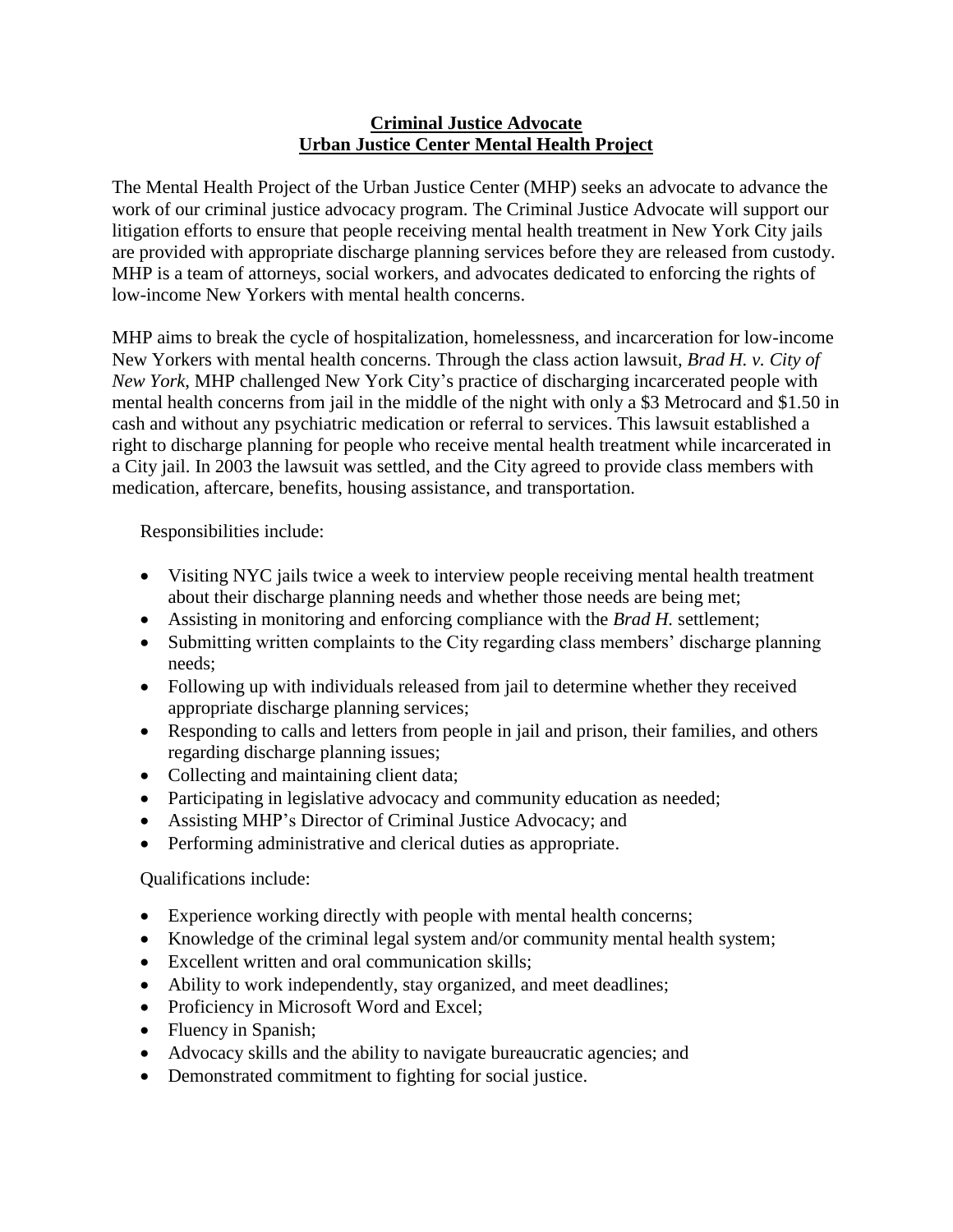# **Criminal Justice Advocate**
# **Urban Justice Center Mental Health Project**

The Mental Health Project of the Urban Justice Center (MHP) seeks an advocate to advance the work of our criminal justice advocacy program. The Criminal Justice Advocate will support our litigation efforts to ensure that people receiving mental health treatment in New York City jails are provided with appropriate discharge planning services before they are released from custody. MHP is a team of attorneys, social workers, and advocates dedicated to enforcing the rights of low-income New Yorkers with mental health concerns.

MHP aims to break the cycle of hospitalization, homelessness, and incarceration for low-income New Yorkers with mental health concerns. Through the class action lawsuit, *Brad H. v. City of New York*, MHP challenged New York City's practice of discharging incarcerated people with mental health concerns from jail in the middle of the night with only a $3 Metrocard and $1.50 in cash and without any psychiatric medication or referral to services. This lawsuit established a right to discharge planning for people who receive mental health treatment while incarcerated in a City jail. In 2003 the lawsuit was settled, and the City agreed to provide class members with medication, aftercare, benefits, housing assistance, and transportation.

Responsibilities include:

- Visiting NYC jails twice a week to interview people receiving mental health treatment about their discharge planning needs and whether those needs are being met;
- Assisting in monitoring and enforcing compliance with the *Brad H.* settlement;
- Submitting written complaints to the City regarding class members' discharge planning needs;
- Following up with individuals released from jail to determine whether they received appropriate discharge planning services;
- Responding to calls and letters from people in jail and prison, their families, and others regarding discharge planning issues;
- Collecting and maintaining client data;
- Participating in legislative advocacy and community education as needed;
- Assisting MHP's Director of Criminal Justice Advocacy; and
- Performing administrative and clerical duties as appropriate.

Qualifications include:

- Experience working directly with people with mental health concerns;
- Knowledge of the criminal legal system and/or community mental health system;
- Excellent written and oral communication skills;
- Ability to work independently, stay organized, and meet deadlines;
- Proficiency in Microsoft Word and Excel;
- Fluency in Spanish;
- Advocacy skills and the ability to navigate bureaucratic agencies; and
- Demonstrated commitment to fighting for social justice.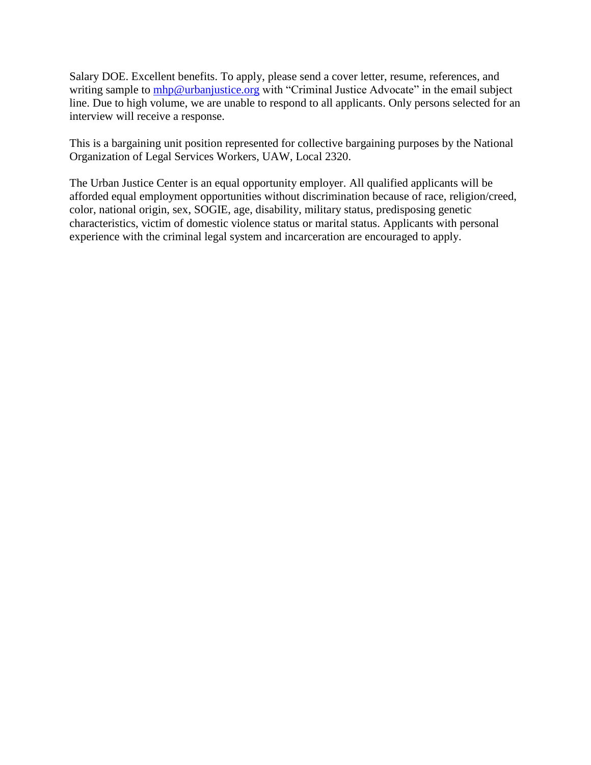Salary DOE. Excellent benefits. To apply, please send a cover letter, resume, references, and writing sample to [mhp@urbanjustice.org](mailto:mhp@urbanjustice.org) with "Criminal Justice Advocate" in the email subject line. Due to high volume, we are unable to respond to all applicants. Only persons selected for an interview will receive a response.

This is a bargaining unit position represented for collective bargaining purposes by the National Organization of Legal Services Workers, UAW, Local 2320.

The Urban Justice Center is an equal opportunity employer. All qualified applicants will be afforded equal employment opportunities without discrimination because of race, religion/creed, color, national origin, sex, SOGIE, age, disability, military status, predisposing genetic characteristics, victim of domestic violence status or marital status. Applicants with personal experience with the criminal legal system and incarceration are encouraged to apply.